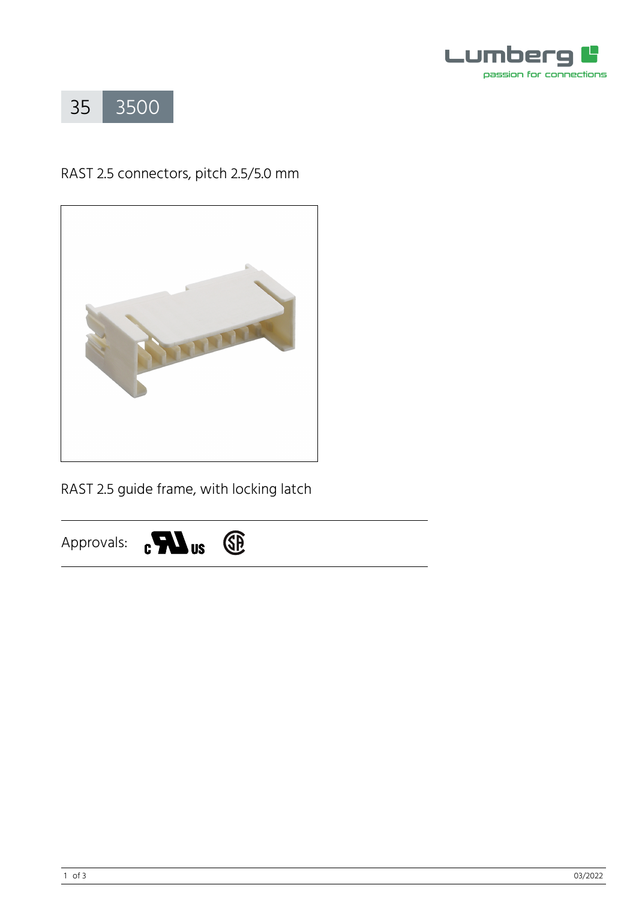35 3500

RAST 2.5 connectors, pitch 2.5/5.0 mm

RAST 2.5 guide frame, with locking latch

Approvals: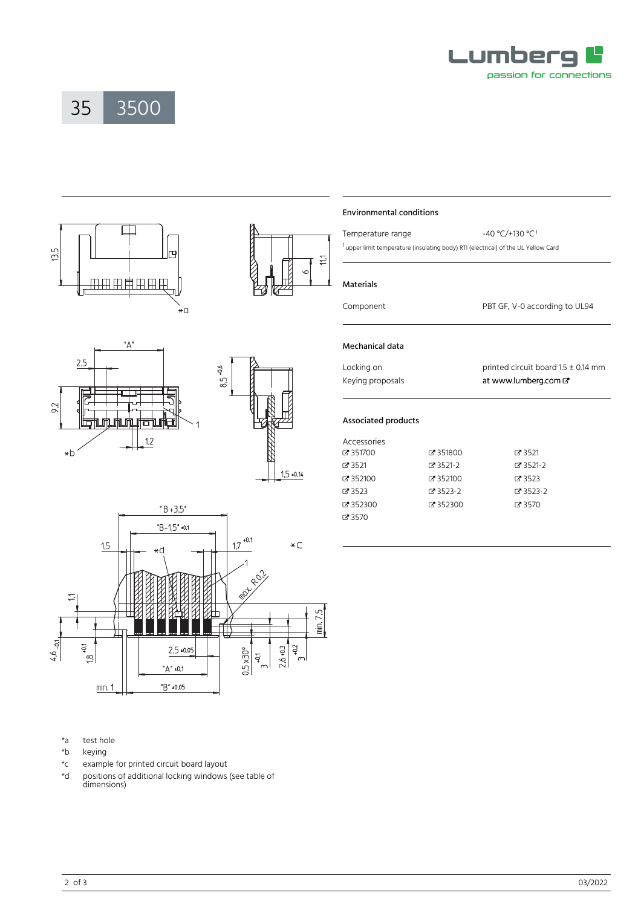35 3500

## Environmental conditions

| | |
|---|---|
| Temperature range | -40 °C/+130 °C [1] |

[1] upper limit temperature (insulating body) RTI (electrical) of the UL Yellow Card

## Materials

| | |
|---|---|
| Component | PBT GF, V-0 according to UL94 |

## Mechanical data

| | |
|---|---|
| Locking on | printed circuit board 1.5 ± 0.14 mm |
| Keying proposals | at www.lumberg.com |

## Associated products

Accessories

| | | |
|---|---|---|
| 351700 | 351800 | 3521 |
| 3521 | 3521-2 | 3521-2 |
| 352100 | 352100 | 352100 |
| 3523 | 3523-2 | 3523-2 |
| 352300 | 352300 | 3570 |
| 3570 | | |

*a test hole

*b keying

*c example for printed circuit board layout

*d positions of additional locking windows (see table of dimensions)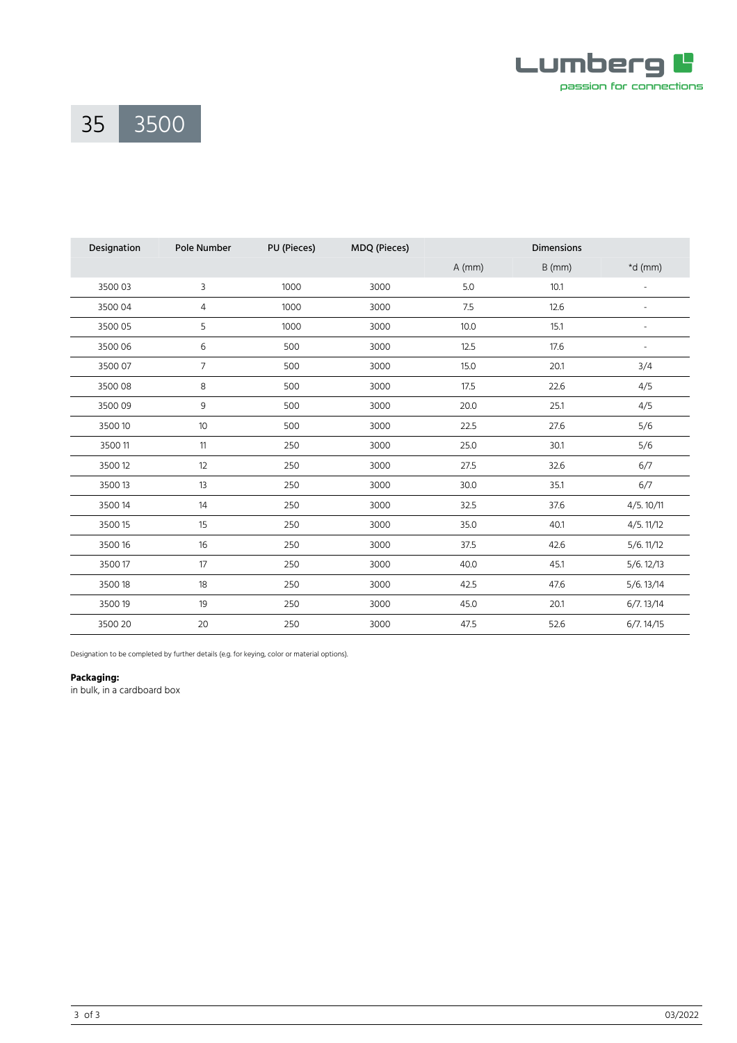# 35 3500

| Designation | Pole Number | PU (Pieces) | MDQ (Pieces) | Dimensions | | |
|---|---|---|---|---|---|---|
| | | | | A (mm) | B (mm) | *d (mm) |
| 3500 03 | 3 | 1000 | 3000 | 5.0 | 10.1 | - |
| 3500 04 | 4 | 1000 | 3000 | 7.5 | 12.6 | - |
| 3500 05 | 5 | 1000 | 3000 | 10.0 | 15.1 | - |
| 3500 06 | 6 | 500 | 3000 | 12.5 | 17.6 | - |
| 3500 07 | 7 | 500 | 3000 | 15.0 | 20.1 | 3/4 |
| 3500 08 | 8 | 500 | 3000 | 17.5 | 22.6 | 4/5 |
| 3500 09 | 9 | 500 | 3000 | 20.0 | 25.1 | 4/5 |
| 3500 10 | 10 | 500 | 3000 | 22.5 | 27.6 | 5/6 |
| 3500 11 | 11 | 250 | 3000 | 25.0 | 30.1 | 5/6 |
| 3500 12 | 12 | 250 | 3000 | 27.5 | 32.6 | 6/7 |
| 3500 13 | 13 | 250 | 3000 | 30.0 | 35.1 | 6/7 |
| 3500 14 | 14 | 250 | 3000 | 32.5 | 37.6 | 4/5. 10/11 |
| 3500 15 | 15 | 250 | 3000 | 35.0 | 40.1 | 4/5. 11/12 |
| 3500 16 | 16 | 250 | 3000 | 37.5 | 42.6 | 5/6. 11/12 |
| 3500 17 | 17 | 250 | 3000 | 40.0 | 45.1 | 5/6. 12/13 |
| 3500 18 | 18 | 250 | 3000 | 42.5 | 47.6 | 5/6. 13/14 |
| 3500 19 | 19 | 250 | 3000 | 45.0 | 20.1 | 6/7. 13/14 |
| 3500 20 | 20 | 250 | 3000 | 47.5 | 52.6 | 6/7. 14/15 |

Designation to be completed by further details (e.g. for keying, color or material options).

**Packaging:**
in bulk, in a cardboard box